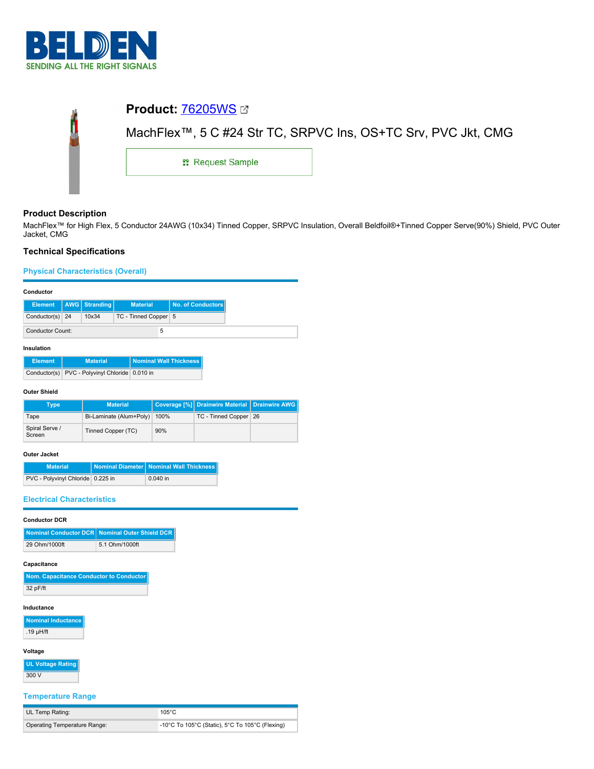# Product: 76205WS

MachFlex™, 5 C #24 Str TC, SRPVC Ins, OS+TC Srv, PVC Jkt, CMG

Request Sample

## Product Description

MachFlex™ for High Flex, 5 Conductor 24AWG (10x34) Tinned Copper, SRPVC Insulation, Overall Beldfoil®+Tinned Copper Serve(90%) Shield, PVC Outer Jacket, CMG

## Technical Specifications

### Physical Characteristics (Overall)

**Conductor**

| Element | AWG | Stranding | Material | No. of Conductors |
|---|---|---|---|---|
| Conductor(s) | 24 | 10x34 | TC - Tinned Copper | 5 |

| Conductor Count: | 5 |
|---|---|

**Insulation**

| Element | Material | Nominal Wall Thickness |
|---|---|---|
| Conductor(s) | PVC - Polyvinyl Chloride | 0.010 in |

**Outer Shield**

| Type | Material | Coverage [%] | Drainwire Material | Drainwire AWG |
|---|---|---|---|---|
| Tape | Bi-Laminate (Alum+Poly) | 100% | TC - Tinned Copper | 26 |
| Spiral Serve / Screen | Tinned Copper (TC) | 90% | | |

**Outer Jacket**

| Material | Nominal Diameter | Nominal Wall Thickness |
|---|---|---|
| PVC - Polyvinyl Chloride | 0.225 in | 0.040 in |

### Electrical Characteristics

**Conductor DCR**

| Nominal Conductor DCR | Nominal Outer Shield DCR |
|---|---|
| 29 Ohm/1000ft | 5.1 Ohm/1000ft |

**Capacitance**

| Nom. Capacitance Conductor to Conductor |
|---|
| 32 pF/ft |

**Inductance**

| Nominal Inductance |
|---|
| .19 µH/ft |

**Voltage**

| UL Voltage Rating |
|---|
| 300 V |

### Temperature Range

| UL Temp Rating: | 105°C |
|---|---|
| Operating Temperature Range: | -10°C To 105°C (Static), 5°C To 105°C (Flexing) |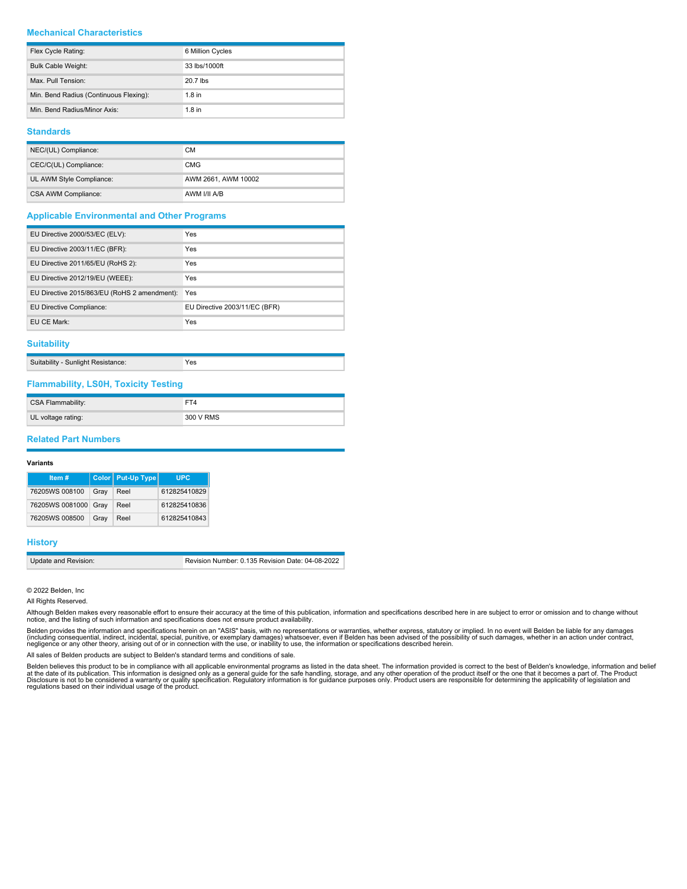## Mechanical Characteristics

| | |
|---|---|
| Flex Cycle Rating: | 6 Million Cycles |
| Bulk Cable Weight: | 33 lbs/1000ft |
| Max. Pull Tension: | 20.7 lbs |
| Min. Bend Radius (Continuous Flexing): | 1.8 in |
| Min. Bend Radius/Minor Axis: | 1.8 in |

## Standards

| | |
|---|---|
| NEC/(UL) Compliance: | CM |
| CEC/C(UL) Compliance: | CMG |
| UL AWM Style Compliance: | AWM 2661, AWM 10002 |
| CSA AWM Compliance: | AWM I/II A/B |

## Applicable Environmental and Other Programs

| | |
|---|---|
| EU Directive 2000/53/EC (ELV): | Yes |
| EU Directive 2003/11/EC (BFR): | Yes |
| EU Directive 2011/65/EU (RoHS 2): | Yes |
| EU Directive 2012/19/EU (WEEE): | Yes |
| EU Directive 2015/863/EU (RoHS 2 amendment): | Yes |
| EU Directive Compliance: | EU Directive 2003/11/EC (BFR) |
| EU CE Mark: | Yes |

## Suitability

| | |
|---|---|
| Suitability - Sunlight Resistance: | Yes |

## Flammability, LS0H, Toxicity Testing

| | |
|---|---|
| CSA Flammability: | FT4 |
| UL voltage rating: | 300 V RMS |

## Related Part Numbers

**Variants**

| Item # | Color | Put-Up Type | UPC |
|---|---|---|---|
| 76205WS 008100 | Gray | Reel | 612825410829 |
| 76205WS 0081000 | Gray | Reel | 612825410836 |
| 76205WS 008500 | Gray | Reel | 612825410843 |

## History

| | |
|---|---|
| Update and Revision: | Revision Number: 0.135 Revision Date: 04-08-2022 |

© 2022 Belden, Inc

All Rights Reserved.

Although Belden makes every reasonable effort to ensure their accuracy at the time of this publication, information and specifications described here in are subject to error or omission and to change without notice, and the listing of such information and specifications does not ensure product availability.

Belden provides the information and specifications herein on an "ASIS" basis, with no representations or warranties, whether express, statutory or implied. In no event will Belden be liable for any damages (including consequential, indirect, incidental, special, punitive, or exemplary damages) whatsoever, even if Belden has been advised of the possibility of such damages, whether in an action under contract, negligence or any other theory, arising out of or in connection with the use, or inability to use, the information or specifications described herein.

All sales of Belden products are subject to Belden's standard terms and conditions of sale.

Belden believes this product to be in compliance with all applicable environmental programs as listed in the data sheet. The information provided is correct to the best of Belden's knowledge, information and belief at the date of its publication. This information is designed only as a general guide for the safe handling, storage, and any other operation of the product itself or the one that it becomes a part of. The Product Disclosure is not to be considered a warranty or quality specification. Regulatory information is for guidance purposes only. Product users are responsible for determining the applicability of legislation and regulations based on their individual usage of the product.